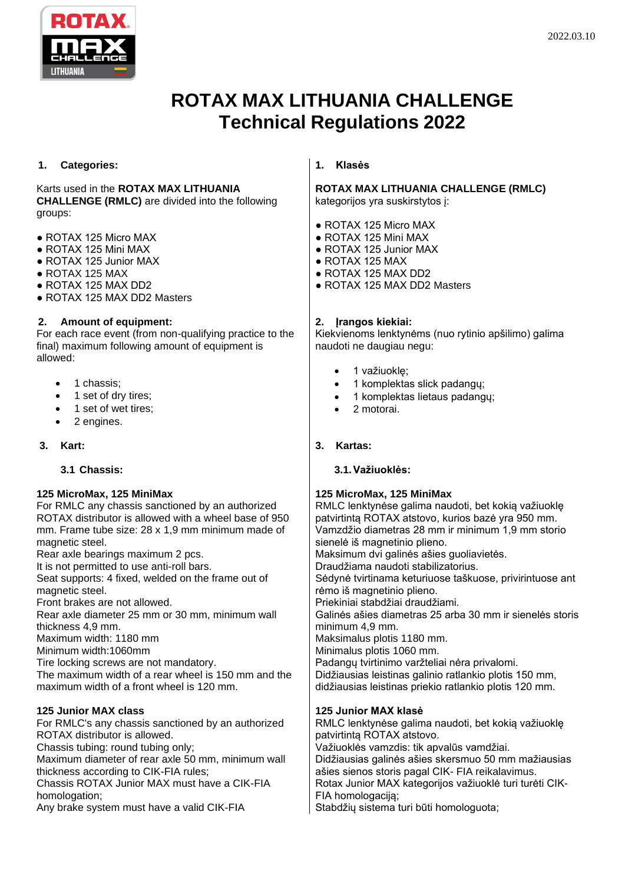2022.03.10

# ROTAX MAX LITHUANIA CHALLENGE
# Technical Regulations 2022

## 1. Categories:

Karts used in the **ROTAX MAX LITHUANIA CHALLENGE (RMLC)** are divided into the following groups:

- ROTAX 125 Micro MAX
- ROTAX 125 Mini MAX
- ROTAX 125 Junior MAX
- ROTAX 125 MAX
- ROTAX 125 MAX DD2
- ROTAX 125 MAX DD2 Masters

## 2. Amount of equipment:

For each race event (from non-qualifying practice to the final) maximum following amount of equipment is allowed:

- 1 chassis;
- 1 set of dry tires;
- 1 set of wet tires;
- 2 engines.

## 3. Kart:

### 3.1 Chassis:

**125 MicroMax, 125 MiniMax**

For RMLC any chassis sanctioned by an authorized ROTAX distributor is allowed with a wheel base of 950 mm. Frame tube size: 28 x 1,9 mm minimum made of magnetic steel.
Rear axle bearings maximum 2 pcs.
It is not permitted to use anti-roll bars.
Seat supports: 4 fixed, welded on the frame out of magnetic steel.
Front brakes are not allowed.
Rear axle diameter 25 mm or 30 mm, minimum wall thickness 4,9 mm.
Maximum width: 1180 mm
Minimum width:1060mm
Tire locking screws are not mandatory.
The maximum width of a rear wheel is 150 mm and the maximum width of a front wheel is 120 mm.

**125 Junior MAX class**

For RMLC's any chassis sanctioned by an authorized ROTAX distributor is allowed.
Chassis tubing: round tubing only;
Maximum diameter of rear axle 50 mm, minimum wall thickness according to CIK-FIA rules;
Chassis ROTAX Junior MAX must have a CIK-FIA homologation;
Any brake system must have a valid CIK-FIA

## 1. Klasės

**ROTAX MAX LITHUANIA CHALLENGE (RMLC)** kategorijos yra suskirstytos į:

- ROTAX 125 Micro MAX
- ROTAX 125 Mini MAX
- ROTAX 125 Junior MAX
- ROTAX 125 MAX
- ROTAX 125 MAX DD2
- ROTAX 125 MAX DD2 Masters

## 2. Įrangos kiekiai:

Kiekvienoms lenktynėms (nuo rytinio apšilimo) galima naudoti ne daugiau negu:

- 1 važiuoklę;
- 1 komplektas slick padangų;
- 1 komplektas lietaus padangų;
- 2 motorai.

## 3. Kartas:

### 3.1. Važiuoklės:

**125 MicroMax, 125 MiniMax**

RMLC lenktynėse galima naudoti, bet kokią važiuoklę patvirtintą ROTAX atstovo, kurios bazė yra 950 mm.
Vamzdžio diametras 28 mm ir minimum 1,9 mm storio sienelė iš magnetinio plieno.
Maksimum dvi galinės ašies guoliavietės.
Draudžiama naudoti stabilizatorius.
Sėdynė tvirtinama keturiuose taškuose, privirintuose ant rėmo iš magnetinio plieno.
Priekiniai stabdžiai draudžiami.
Galinės ašies diametras 25 arba 30 mm ir sienelės storis minimum 4,9 mm.
Maksimalus plotis 1180 mm.
Minimalus plotis 1060 mm.
Padangų tvirtinimo varžteliai nėra privalomi.
Didžiausias leistinas galinio ratlankio plotis 150 mm, didžiausias leistinas priekio ratlankio plotis 120 mm.

**125 Junior MAX klasė**

RMLC lenktynėse galima naudoti, bet kokią važiuoklę patvirtintą ROTAX atstovo.
Važiuoklės vamzdis: tik apvalūs vamdžiai.
Didžiausias galinės ašies skersmuo 50 mm mažiausias ašies sienos storis pagal CIK- FIA reikalavimus.
Rotax Junior MAX kategorijos važiuoklė turi turėti CIK-FIA homologaciją;
Stabdžių sistema turi būti homologuota;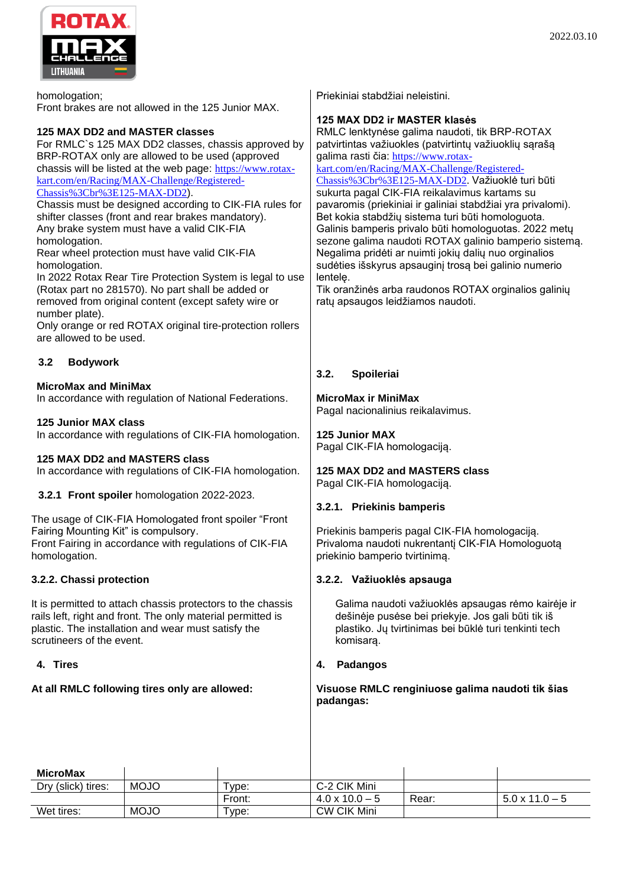homologation;
Front brakes are not allowed in the 125 Junior MAX.

**125 MAX DD2 and MASTER classes**
For RMLC`s 125 MAX DD2 classes, chassis approved by BRP-ROTAX only are allowed to be used (approved chassis will be listed at the web page: https://www.rotax-kart.com/en/Racing/MAX-Challenge/Registered-Chassis%3Cbr%3E125-MAX-DD2).
Chassis must be designed according to CIK-FIA rules for shifter classes (front and rear brakes mandatory).
Any brake system must have a valid CIK-FIA homologation.
Rear wheel protection must have valid CIK-FIA homologation.
In 2022 Rotax Rear Tire Protection System is legal to use (Rotax part no 281570). No part shall be added or removed from original content (except safety wire or number plate).
Only orange or red ROTAX original tire-protection rollers are allowed to be used.

## 3.2 Bodywork

**MicroMax and MiniMax**
In accordance with regulation of National Federations.

**125 Junior MAX class**
In accordance with regulations of CIK-FIA homologation.

**125 MAX DD2 and MASTERS class**
In accordance with regulations of CIK-FIA homologation.

### 3.2.1 Front spoiler homologation 2022-2023.

The usage of CIK-FIA Homologated front spoiler “Front Fairing Mounting Kit” is compulsory.
Front Fairing in accordance with regulations of CIK-FIA homologation.

### 3.2.2. Chassi protection

It is permitted to attach chassis protectors to the chassis rails left, right and front. The only material permitted is plastic. The installation and wear must satisfy the scrutineers of the event.

## 4. Tires

**At all RMLC following tires only are allowed:**

Priekiniai stabdžiai neleistini.

**125 MAX DD2 ir MASTER klasės**
RMLC lenktynėse galima naudoti, tik BRP-ROTAX patvirtintas važiuokles (patvirtintų važiuoklių sąrašą galima rasti čia: https://www.rotax-kart.com/en/Racing/MAX-Challenge/Registered-Chassis%3Cbr%3E125-MAX-DD2. Važiuoklė turi būti sukurta pagal CIK-FIA reikalavimus kartams su pavaromis (priekiniai ir galiniai stabdžiai yra privalomi).
Bet kokia stabdžių sistema turi būti homologuota.
Galinis bamperis privalo būti homologuotas. 2022 metų sezone galima naudoti ROTAX galinio bamperio sistemą. Negalima pridėti ar nuimti jokių dalių nuo orginalios sudėties išskyrus apsauginį trosą bei galinio numerio lentelę.
Tik oranžinės arba raudonos ROTAX orginalios galinių ratų apsaugos leidžiamos naudoti.

## 3.2. Spoileriai

**MicroMax ir MiniMax**
Pagal nacionalinius reikalavimus.

**125 Junior MAX**
Pagal CIK-FIA homologaciją.

**125 MAX DD2 and MASTERS class**
Pagal CIK-FIA homologaciją.

### 3.2.1. Priekinis bamperis

Priekinis bamperis pagal CIK-FIA homologaciją.
Privaloma naudoti nukrentantį CIK-FIA Homologuotą priekinio bamperio tvirtinimą.

### 3.2.2. Važiuoklės apsauga

Galima naudoti važiuoklės apsaugas rėmo kairėje ir dešinėje pusėse bei priekyje. Jos gali būti tik iš plastiko. Jų tvirtinimas bei būklė turi tenkinti tech komisarą.

## 4. Padangos

**Visuose RMLC renginiuose galima naudoti tik šias padangas:**

| **MicroMax** | | | | | |
|---|---|---|---|---|---|
| Dry (slick) tires: | MOJO | Type: | C-2 CIK Mini | | |
| | | Front: | 4.0 x 10.0 – 5 | Rear: | 5.0 x 11.0 – 5 |
| Wet tires: | MOJO | Type: | CW CIK Mini | | |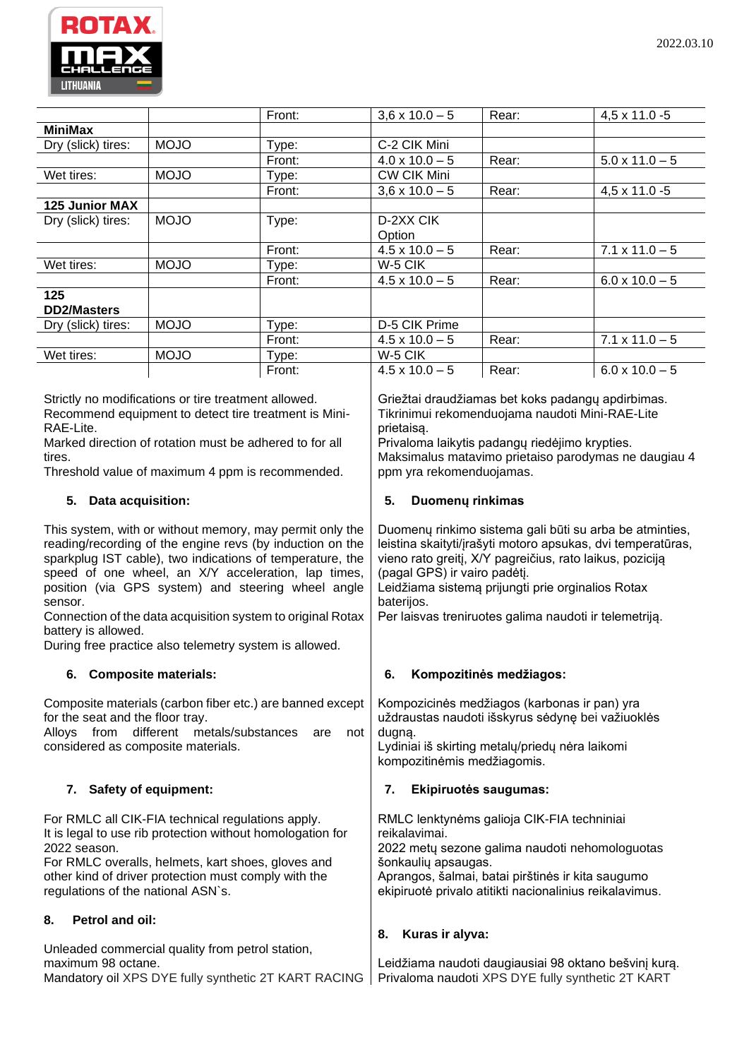|  |  | Front: | 3,6 x 10.0 – 5 | Rear: | 4,5 x 11.0 -5 |
|---|---|---|---|---|---|
| **MiniMax** |  |  |  |  |  |
| Dry (slick) tires: | MOJO | Type: | C-2 CIK Mini |  |  |
|  |  | Front: | 4.0 x 10.0 – 5 | Rear: | 5.0 x 11.0 – 5 |
| Wet tires: | MOJO | Type: | CW CIK Mini |  |  |
|  |  | Front: | 3,6 x 10.0 – 5 | Rear: | 4,5 x 11.0 -5 |
| **125 Junior MAX** |  |  |  |  |  |
| Dry (slick) tires: | MOJO | Type: | D-2XX CIK Option |  |  |
|  |  | Front: | 4.5 x 10.0 – 5 | Rear: | 7.1 x 11.0 – 5 |
| Wet tires: | MOJO | Type: | W-5 CIK |  |  |
|  |  | Front: | 4.5 x 10.0 – 5 | Rear: | 6.0 x 10.0 – 5 |
| **125 DD2/Masters** |  |  |  |  |  |
| Dry (slick) tires: | MOJO | Type: | D-5 CIK Prime |  |  |
|  |  | Front: | 4.5 x 10.0 – 5 | Rear: | 7.1 x 11.0 – 5 |
| Wet tires: | MOJO | Type: | W-5 CIK |  |  |
|  |  | Front: | 4.5 x 10.0 – 5 | Rear: | 6.0 x 10.0 – 5 |

Strictly no modifications or tire treatment allowed.
Recommend equipment to detect tire treatment is Mini-RAE-Lite.
Marked direction of rotation must be adhered to for all tires.
Threshold value of maximum 4 ppm is recommended.

Griežtai draudžiamas bet koks padangų apdirbimas.
Tikrinimui rekomenduojama naudoti Mini-RAE-Lite prietaisą.
Privaloma laikytis padangų riedėjimo krypties.
Maksimalus matavimo prietaiso parodymas ne daugiau 4 ppm yra rekomenduojamas.

### 5. Data acquisition:

This system, with or without memory, may permit only the reading/recording of the engine revs (by induction on the sparkplug IST cable), two indications of temperature, the speed of one wheel, an X/Y acceleration, lap times, position (via GPS system) and steering wheel angle sensor.
Connection of the data acquisition system to original Rotax battery is allowed.
During free practice also telemetry system is allowed.

### 5. Duomenų rinkimas

Duomenų rinkimo sistema gali būti su arba be atminties, leistina skaityti/įrašyti motoro apsukas, dvi temperatūras, vieno rato greitį, X/Y pagreičius, rato laikus, poziciją (pagal GPS) ir vairo padėtį.
Leidžiama sistemą prijungti prie orginalios Rotax baterijos.
Per laisvas treniruotes galima naudoti ir telemetriją.

### 6. Composite materials:

Composite materials (carbon fiber etc.) are banned except for the seat and the floor tray.
Alloys from different metals/substances are not considered as composite materials.

### 6. Kompozitinės medžiagos:

Kompozicinės medžiagos (karbonas ir pan) yra uždraustas naudoti išskyrus sėdynę bei važiuoklės dugną.
Lydiniai iš skirting metalų/priedų nėra laikomi kompozitinėmis medžiagomis.

### 7. Safety of equipment:

For RMLC all CIK-FIA technical regulations apply.
It is legal to use rib protection without homologation for 2022 season.
For RMLC overalls, helmets, kart shoes, gloves and other kind of driver protection must comply with the regulations of the national ASN`s.

### 7. Ekipiruotės saugumas:

RMLC lenktynėms galioja CIK-FIA techniniai reikalavimai.
2022 metų sezone galima naudoti nehomologuotas šonkaulių apsaugas.
Aprangos, šalmai, batai pirštinės ir kita saugumo ekipiruotė privalo atitikti nacionalinius reikalavimus.

### 8. Petrol and oil:

Unleaded commercial quality from petrol station, maximum 98 octane.
Mandatory oil XPS DYE fully synthetic 2T KART RACING

### 8. Kuras ir alyva:

Leidžiama naudoti daugiausiai 98 oktano bešvinį kurą.
Privaloma naudoti XPS DYE fully synthetic 2T KART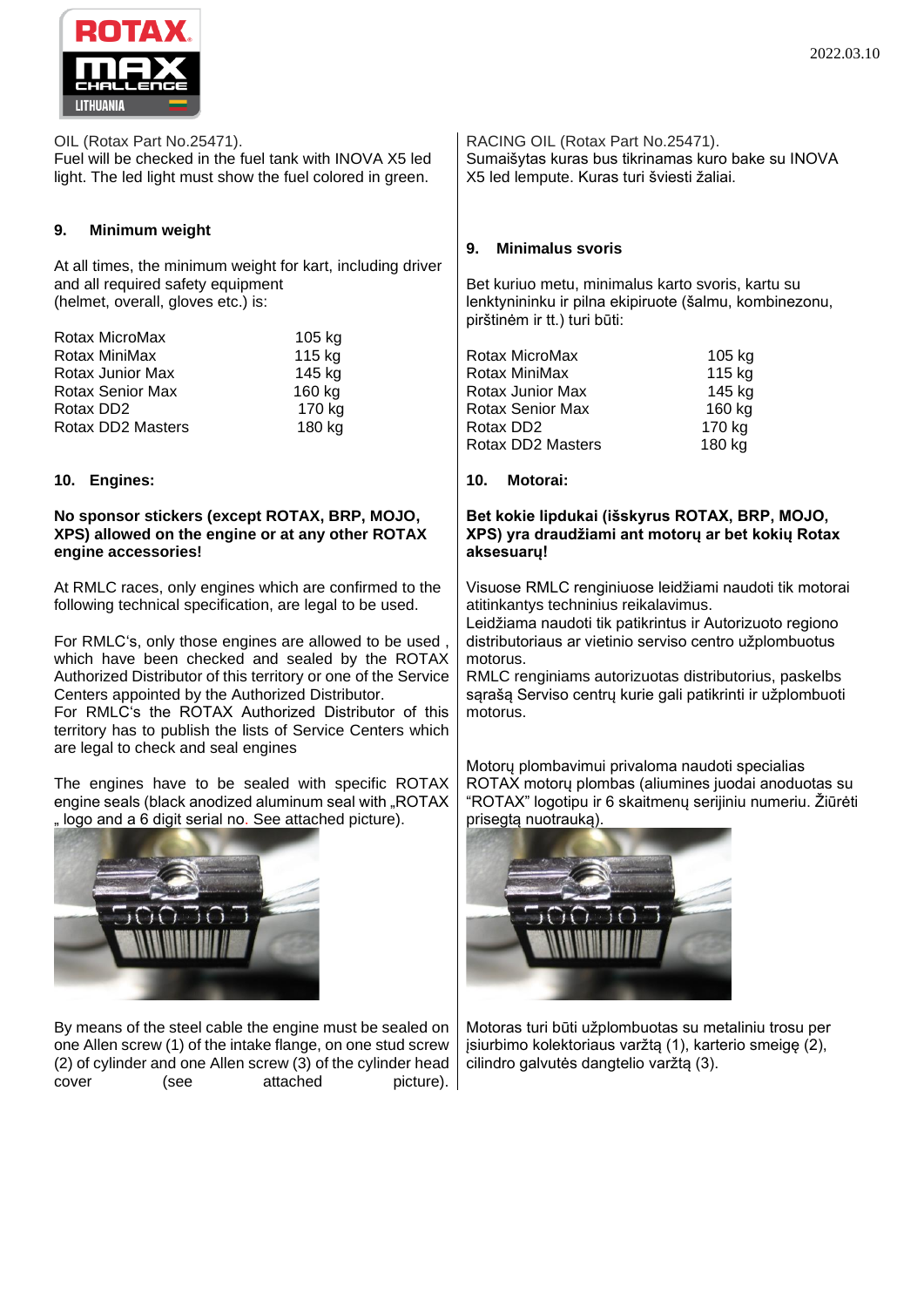OIL (Rotax Part No.25471).
Fuel will be checked in the fuel tank with INOVA X5 led light. The led light must show the fuel colored in green.

### 9. Minimum weight

At all times, the minimum weight for kart, including driver and all required safety equipment
(helmet, overall, gloves etc.) is:

| | |
|---|---|
| Rotax MicroMax | 105 kg |
| Rotax MiniMax | 115 kg |
| Rotax Junior Max | 145 kg |
| Rotax Senior Max | 160 kg |
| Rotax DD2 | 170 kg |
| Rotax DD2 Masters | 180 kg |

### 10. Engines:

**No sponsor stickers (except ROTAX, BRP, MOJO, XPS) allowed on the engine or at any other ROTAX engine accessories!**

At RMLC races, only engines which are confirmed to the following technical specification, are legal to be used.

For RMLC's, only those engines are allowed to be used , which have been checked and sealed by the ROTAX Authorized Distributor of this territory or one of the Service Centers appointed by the Authorized Distributor.
For RMLC's the ROTAX Authorized Distributor of this territory has to publish the lists of Service Centers which are legal to check and seal engines

The engines have to be sealed with specific ROTAX engine seals (black anodized aluminum seal with „ROTAX " logo and a 6 digit serial no. See attached picture).

By means of the steel cable the engine must be sealed on one Allen screw (1) of the intake flange, on one stud screw (2) of cylinder and one Allen screw (3) of the cylinder head cover (see attached picture).

---

RACING OIL (Rotax Part No.25471).
Sumaišytas kuras bus tikrinamas kuro bake su INOVA X5 led lempute. Kuras turi šviesti žaliai.

### 9. Minimalus svoris

Bet kuriuo metu, minimalus karto svoris, kartu su lenktynininku ir pilna ekipiruote (šalmu, kombinezonu, pirštinėm ir tt.) turi būti:

| | |
|---|---|
| Rotax MicroMax | 105 kg |
| Rotax MiniMax | 115 kg |
| Rotax Junior Max | 145 kg |
| Rotax Senior Max | 160 kg |
| Rotax DD2 | 170 kg |
| Rotax DD2 Masters | 180 kg |

### 10. Motorai:

**Bet kokie lipdukai (išskyrus ROTAX, BRP, MOJO, XPS) yra draudžiami ant motorų ar bet kokių Rotax aksesuarų!**

Visuose RMLC renginiuose leidžiami naudoti tik motorai atitinkantys techninius reikalavimus.
Leidžiama naudoti tik patikrintus ir Autorizuoto regiono distributoriaus ar vietinio serviso centro užplombuotus motorus.
RMLC renginiams autorizuotas distributorius, paskelbs sąrašą Serviso centrų kurie gali patikrinti ir užplombuoti motorus.

Motorų plombavimui privaloma naudoti specialias ROTAX motorų plombas (aliumines juodai anoduotas su "ROTAX" logotipu ir 6 skaitmenų serijiniu numeriu. Žiūrėti prisegtą nuotrauką).

Motoras turi būti užplombuotas su metaliniu trosu per įsiurbimo kolektoriaus varžtą (1), karterio smeigę (2), cilindro galvutės dangtelio varžtą (3).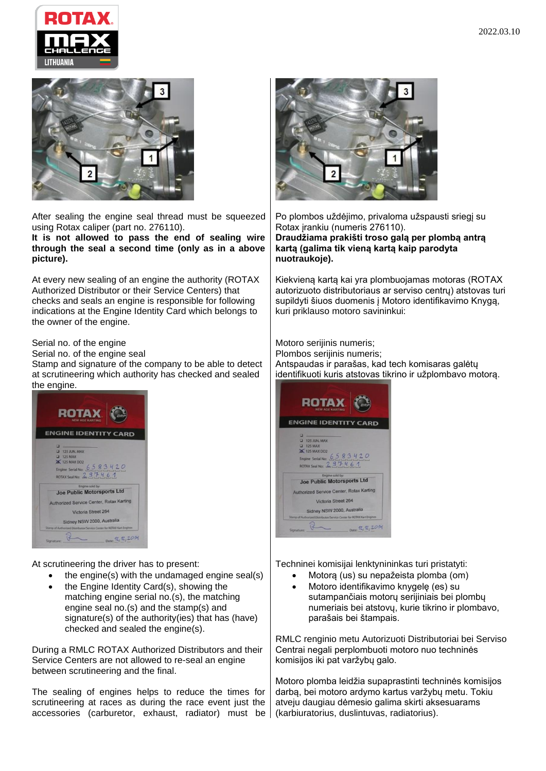After sealing the engine seal thread must be squeezed using Rotax caliper (part no. 276110).
**It is not allowed to pass the end of sealing wire through the seal a second time (only as in a above picture).**

At every new sealing of an engine the authority (ROTAX Authorized Distributor or their Service Centers) that checks and seals an engine is responsible for following indications at the Engine Identity Card which belongs to the owner of the engine.

Serial no. of the engine
Serial no. of the engine seal
Stamp and signature of the company to be able to detect at scrutineering which authority has checked and sealed the engine.

At scrutineering the driver has to present:

- the engine(s) with the undamaged engine seal(s)
- the Engine Identity Card(s), showing the matching engine serial no.(s), the matching engine seal no.(s) and the stamp(s) and signature(s) of the authority(ies) that has (have) checked and sealed the engine(s).

During a RMLC ROTAX Authorized Distributors and their Service Centers are not allowed to re-seal an engine between scrutineering and the final.

The sealing of engines helps to reduce the times for scrutineering at races as during the race event just the accessories (carburetor, exhaust, radiator) must be

Po plombos uždėjimo, privaloma užspausti sriegį su Rotax įrankiu (numeris 276110).
**Draudžiama prakišti troso galą per plombą antrą kartą (galima tik vieną kartą kaip parodyta nuotraukoje).**

Kiekvieną kartą kai yra plombuojamas motoras (ROTAX autorizuoto distributoriaus ar serviso centrų) atstovas turi supildyti šiuos duomenis į Motoro identifikavimo Knygą, kuri priklauso motoro savininkui:

Motoro serijinis numeris;
Plombos serijinis numeris;
Antspaudas ir parašas, kad tech komisaras galėtų identifikuoti kuris atstovas tikrino ir užplombavo motorą.

Techninei komisijai lenktynininkas turi pristatyti:

- Motorą (us) su nepažeista plomba (om)
- Motoro identifikavimo knygelę (es) su sutampančiais motorų serijiniais bei plombų numeriais bei atstovų, kurie tikrino ir plombavo, parašais bei štampais.

RMLC renginio metu Autorizuoti Distributoriai bei Serviso Centrai negali perplombuoti motoro nuo techninės komisijos iki pat varžybų galo.

Motoro plomba leidžia supaprastinti techninės komisijos darbą, bei motoro ardymo kartus varžybų metu. Tokiu atveju daugiau dėmesio galima skirti aksesuarams (karbiuratorius, duslintuvas, radiatorius).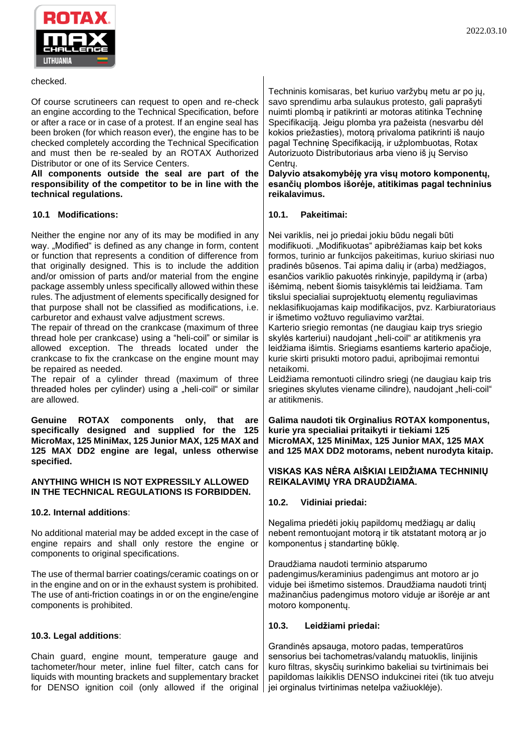checked.

Of course scrutineers can request to open and re-check an engine according to the Technical Specification, before or after a race or in case of a protest. If an engine seal has been broken (for which reason ever), the engine has to be checked completely according the Technical Specification and must then be re-sealed by an ROTAX Authorized Distributor or one of its Service Centers.
**All components outside the seal are part of the responsibility of the competitor to be in line with the technical regulations.**

### 10.1 Modifications:

Neither the engine nor any of its may be modified in any way. „Modified" is defined as any change in form, content or function that represents a condition of difference from that originally designed. This is to include the addition and/or omission of parts and/or material from the engine package assembly unless specifically allowed within these rules. The adjustment of elements specifically designed for that purpose shall not be classified as modifications, i.e. carburetor and exhaust valve adjustment screws.
The repair of thread on the crankcase (maximum of three thread hole per crankcase) using a "heli-coil" or similar is allowed exception. The threads located under the crankcase to fix the crankcase on the engine mount may be repaired as needed.
The repair of a cylinder thread (maximum of three threaded holes per cylinder) using a „heli-coil" or similar are allowed.

**Genuine ROTAX components only, that are specifically designed and supplied for the 125 MicroMax, 125 MiniMax, 125 Junior MAX, 125 MAX and 125 MAX DD2 engine are legal, unless otherwise specified.**

**ANYTHING WHICH IS NOT EXPRESSILY ALLOWED IN THE TECHNICAL REGULATIONS IS FORBIDDEN.**

### 10.2. Internal additions:

No additional material may be added except in the case of engine repairs and shall only restore the engine or components to original specifications.

The use of thermal barrier coatings/ceramic coatings on or in the engine and on or in the exhaust system is prohibited. The use of anti-friction coatings in or on the engine/engine components is prohibited.

### 10.3. Legal additions:

Chain guard, engine mount, temperature gauge and tachometer/hour meter, inline fuel filter, catch cans for liquids with mounting brackets and supplementary bracket for DENSO ignition coil (only allowed if the original

---

Techninis komisaras, bet kuriuo varžybų metu ar po jų, savo sprendimu arba sulaukus protesto, gali paprašyti nuimti plombą ir patikrinti ar motoras atitinka Techninę Specifikaciją. Jeigu plomba yra pažeista (nesvarbu dėl kokios priežasties), motorą privaloma patikrinti iš naujo pagal Techninę Specifikaciją, ir užplombuotas, Rotax Autorizuoto Distributoriaus arba vieno iš jų Serviso Centrų.
**Dalyvio atsakomybėję yra visų motoro komponentų, esančių plombos išorėje, atitikimas pagal techninius reikalavimus.**

### 10.1. Pakeitimai:

Nei variklis, nei jo priedai jokiu būdu negali būti modifikuoti. „Modifikuotas" apibrėžiamas kaip bet koks formos, turinio ar funkcijos pakeitimas, kuriuo skiriasi nuo pradinės būsenos. Tai apima dalių ir (arba) medžiagos, esančios variklio pakuotės rinkinyje, papildymą ir (arba) išėmimą, nebent šiomis taisyklėmis tai leidžiama. Tam tikslui specialiai suprojektuotų elementų reguliavimas neklasifikuojamas kaip modifikacijos, pvz. Karbiuratoriaus ir išmetimo vožtuvo reguliavimo varžtai.
Karterio sriegio remontas (ne daugiau kaip trys sriegio skylės karteriui) naudojant „heli-coil" ar atitikmenis yra leidžiama išimtis. Sriegiams esantiems karterio apačioje, kurie skirti prisukti motoro padui, apribojimai remontui netaikomi.
Leidžiama remontuoti cilindro sriegį (ne daugiau kaip tris sriegines skylutes viename cilindre), naudojant „heli-coil" ar atitikmenis.

**Galima naudoti tik Orginalius ROTAX komponentus, kurie yra specialiai pritaikyti ir tiekiami 125 MicroMAX, 125 MiniMax, 125 Junior MAX, 125 MAX and 125 MAX DD2 motorams, nebent nurodyta kitaip.**

**VISKAS KAS NĖRA AIŠKIAI LEIDŽIAMA TECHNINIŲ REIKALAVIMŲ YRA DRAUDŽIAMA.**

### 10.2. Vidiniai priedai:

Negalima pridėti jokių papildomų medžiagų ar dalių nebent remontuojant motorą ir tik atstatant motorą ar jo komponentus į standartinę būklę.

Draudžiama naudoti terminio atsparumo padengimus/keraminius padengimus ant motoro ar jo viduje bei išmetimo sistemos. Draudžiama naudoti trintį mažinančius padengimus motoro viduje ar išorėje ar ant motoro komponentų.

### 10.3. Leidžiami priedai:

Grandinės apsauga, motoro padas, temperatūros sensorius bei tachometras/valandų matuoklis, linijinis kuro filtras, skysčių surinkimo bakeliai su tvirtinimais bei papildomas laikiklis DENSO indukcinei ritei (tik tuo atveju jei orginalus tvirtinimas netelpa važiuoklėje).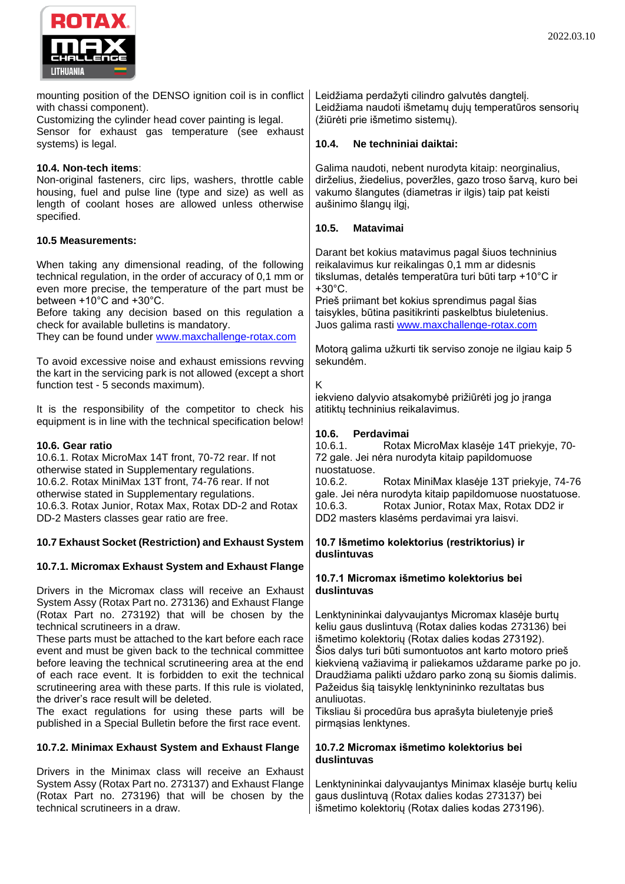mounting position of the DENSO ignition coil is in conflict with chassi component).
Customizing the cylinder head cover painting is legal.
Sensor for exhaust gas temperature (see exhaust systems) is legal.

### 10.4. Non-tech items:

Non-original fasteners, circ lips, washers, throttle cable housing, fuel and pulse line (type and size) as well as length of coolant hoses are allowed unless otherwise specified.

### 10.5 Measurements:

When taking any dimensional reading, of the following technical regulation, in the order of accuracy of 0,1 mm or even more precise, the temperature of the part must be between +10°C and +30°C.
Before taking any decision based on this regulation a check for available bulletins is mandatory.
They can be found under [www.maxchallenge-rotax.com](http://www.maxchallenge-rotax.com)

To avoid excessive noise and exhaust emissions revving the kart in the servicing park is not allowed (except a short function test - 5 seconds maximum).

It is the responsibility of the competitor to check his equipment is in line with the technical specification below!

### 10.6. Gear ratio

10.6.1. Rotax MicroMax 14T front, 70-72 rear. If not otherwise stated in Supplementary regulations.
10.6.2. Rotax MiniMax 13T front, 74-76 rear. If not otherwise stated in Supplementary regulations.
10.6.3. Rotax Junior, Rotax Max, Rotax DD-2 and Rotax DD-2 Masters classes gear ratio are free.

### 10.7 Exhaust Socket (Restriction) and Exhaust System

#### 10.7.1. Micromax Exhaust System and Exhaust Flange

Drivers in the Micromax class will receive an Exhaust System Assy (Rotax Part no. 273136) and Exhaust Flange (Rotax Part no. 273192) that will be chosen by the technical scrutineers in a draw.
These parts must be attached to the kart before each race event and must be given back to the technical committee before leaving the technical scrutineering area at the end of each race event. It is forbidden to exit the technical scrutineering area with these parts. If this rule is violated, the driver's race result will be deleted.
The exact regulations for using these parts will be published in a Special Bulletin before the first race event.

#### 10.7.2. Minimax Exhaust System and Exhaust Flange

Drivers in the Minimax class will receive an Exhaust System Assy (Rotax Part no. 273137) and Exhaust Flange (Rotax Part no. 273196) that will be chosen by the technical scrutineers in a draw.

---

Leidžiama perdažyti cilindro galvutės dangtelį.
Leidžiama naudoti išmetamų dujų temperatūros sensorių (žiūrėti prie išmetimo sistemų).

### 10.4. Ne techniniai daiktai:

Galima naudoti, nebent nurodyta kitaip: neorginalius, dirželius, žiedelius, poveržles, gazo troso šarvą, kuro bei vakumo šlangutes (diametras ir ilgis) taip pat keisti aušinimo šlangų ilgį,

### 10.5. Matavimai

Darant bet kokius matavimus pagal šiuos techninius reikalavimus kur reikalingas 0,1 mm ar didesnis tikslumas, detalės temperatūra turi būti tarp +10°C ir +30°C.
Prieš priimant bet kokius sprendimus pagal šias taisykles, būtina pasitikrinti paskelbtus biuletenius.
Juos galima rasti [www.maxchallenge-rotax.com](http://www.maxchallenge-rotax.com)

Motorą galima užkurti tik serviso zonoje ne ilgiau kaip 5 sekundėm.

K
iekvieno dalyvio atsakomybė prižiūrėti jog jo įranga atitiktų techninius reikalavimus.

### 10.6. Perdavimai

10.6.1. Rotax MicroMax klasėje 14T priekyje, 70-72 gale. Jei nėra nurodyta kitaip papildomuose nuostatuose.
10.6.2. Rotax MiniMax klasėje 13T priekyje, 74-76 gale. Jei nėra nurodyta kitaip papildomuose nuostatuose.
10.6.3. Rotax Junior, Rotax Max, Rotax DD2 ir DD2 masters klasėms perdavimai yra laisvi.

### 10.7 Išmetimo kolektorius (restriktorius) ir duslintuvas

#### 10.7.1 Micromax išmetimo kolektorius bei duslintuvas

Lenktynininkai dalyvaujantys Micromax klasėje burtų keliu gaus duslintuvą (Rotax dalies kodas 273136) bei išmetimo kolektorių (Rotax dalies kodas 273192).
Šios dalys turi būti sumontuotos ant karto motoro prieš kiekvieną važiavimą ir paliekamos uždarame parke po jo. Draudžiama palikti uždaro parko zoną su šiomis dalimis. Pažeidus šią taisyklę lenktynininko rezultatas bus anuliuotas.
Tiksliau ši procedūra bus aprašyta biuletenyje prieš pirmąsias lenktynes.

#### 10.7.2 Micromax išmetimo kolektorius bei duslintuvas

Lenktynininkai dalyvaujantys Minimax klasėje burtų keliu gaus duslintuvą (Rotax dalies kodas 273137) bei išmetimo kolektorių (Rotax dalies kodas 273196).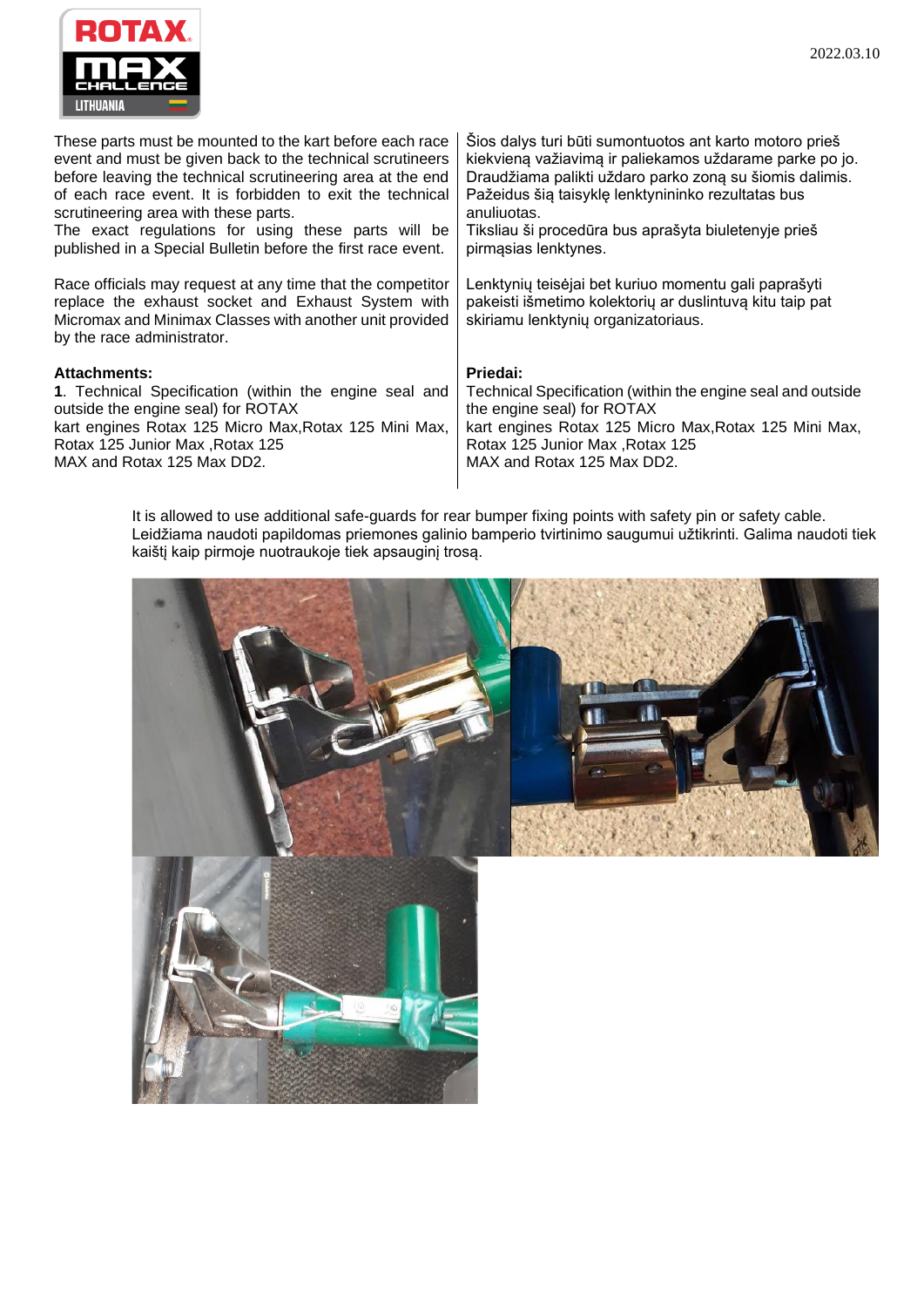These parts must be mounted to the kart before each race event and must be given back to the technical scrutineers before leaving the technical scrutineering area at the end of each race event. It is forbidden to exit the technical scrutineering area with these parts.
The exact regulations for using these parts will be published in a Special Bulletin before the first race event.

Šios dalys turi būti sumontuotos ant karto motoro prieš kiekvieną važiavimą ir paliekamos uždarame parke po jo. Draudžiama palikti uždaro parko zoną su šiomis dalimis. Pažeidus šią taisyklę lenktynininko rezultatas bus anuliuotas.
Tiksliau ši procedūra bus aprašyta biuletenyje prieš pirmąsias lenktynes.

Race officials may request at any time that the competitor replace the exhaust socket and Exhaust System with Micromax and Minimax Classes with another unit provided by the race administrator.

Lenktynių teisėjai bet kuriuo momentu gali paprašyti pakeisti išmetimo kolektorių ar duslintuvą kitu taip pat skiriamu lenktynių organizatoriaus.

**Attachments:**
**1**. Technical Specification (within the engine seal and outside the engine seal) for ROTAX
kart engines Rotax 125 Micro Max,Rotax 125 Mini Max, Rotax 125 Junior Max ,Rotax 125
MAX and Rotax 125 Max DD2.

**Priedai:**
Technical Specification (within the engine seal and outside the engine seal) for ROTAX
kart engines Rotax 125 Micro Max,Rotax 125 Mini Max, Rotax 125 Junior Max ,Rotax 125
MAX and Rotax 125 Max DD2.

It is allowed to use additional safe-guards for rear bumper fixing points with safety pin or safety cable.
Leidžiama naudoti papildomas priemones galinio bamperio tvirtinimo saugumui užtikrinti. Galima naudoti tiek kaištį kaip pirmoje nuotraukoje tiek apsauginį trosą.